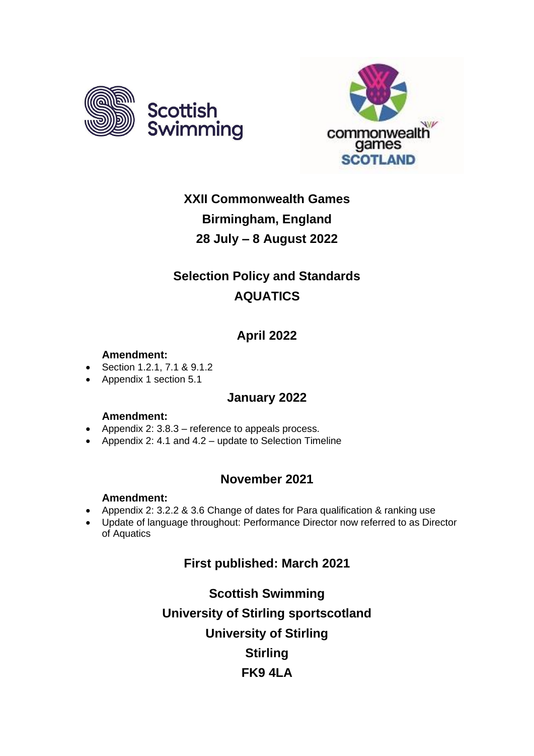# XXII Commonwealth Games

## Birmingham, England

## 28 July – 8 August 2022

## Selection Policy and Standards

## AQUATICS

### April 2022

**Amendment:**

- Section 1.2.1, 7.1 & 9.1.2
- Appendix 1 section 5.1

### January 2022

**Amendment:**

- Appendix 2: 3.8.3 – reference to appeals process.
- Appendix 2: 4.1 and 4.2 – update to Selection Timeline

### November 2021

**Amendment:**

- Appendix 2: 3.2.2 & 3.6 Change of dates for Para qualification & ranking use
- Update of language throughout: Performance Director now referred to as Director of Aquatics

### First published: March 2021

**Scottish Swimming**
**University of Stirling sportscotland**
**University of Stirling**
**Stirling**
**FK9 4LA**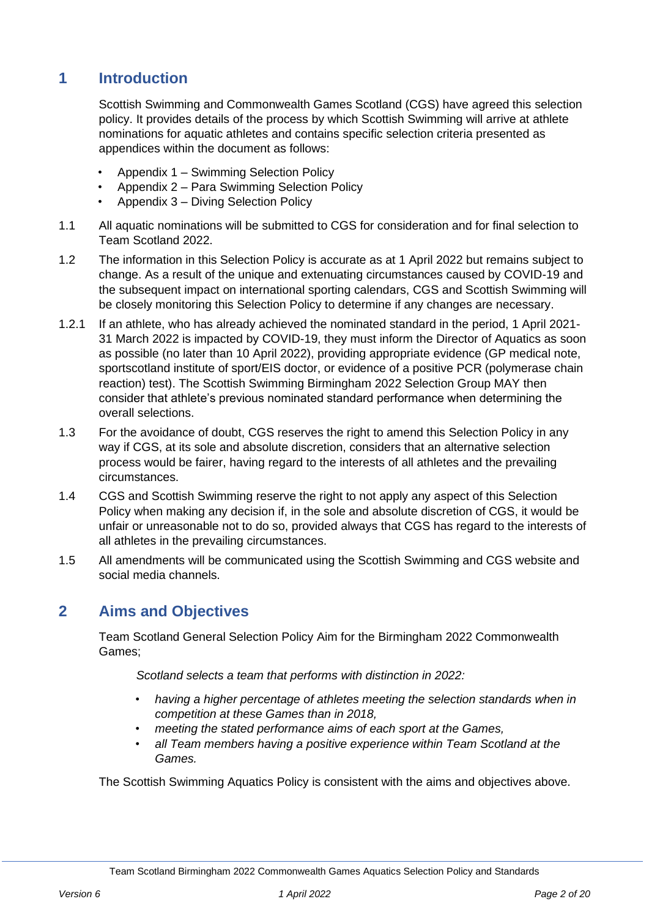# 1 Introduction

Scottish Swimming and Commonwealth Games Scotland (CGS) have agreed this selection policy. It provides details of the process by which Scottish Swimming will arrive at athlete nominations for aquatic athletes and contains specific selection criteria presented as appendices within the document as follows:

- Appendix 1 – Swimming Selection Policy
- Appendix 2 – Para Swimming Selection Policy
- Appendix 3 – Diving Selection Policy

1.1 All aquatic nominations will be submitted to CGS for consideration and for final selection to Team Scotland 2022.

1.2 The information in this Selection Policy is accurate as at 1 April 2022 but remains subject to change. As a result of the unique and extenuating circumstances caused by COVID-19 and the subsequent impact on international sporting calendars, CGS and Scottish Swimming will be closely monitoring this Selection Policy to determine if any changes are necessary.

1.2.1 If an athlete, who has already achieved the nominated standard in the period, 1 April 2021-31 March 2022 is impacted by COVID-19, they must inform the Director of Aquatics as soon as possible (no later than 10 April 2022), providing appropriate evidence (GP medical note, sportscotland institute of sport/EIS doctor, or evidence of a positive PCR (polymerase chain reaction) test). The Scottish Swimming Birmingham 2022 Selection Group MAY then consider that athlete's previous nominated standard performance when determining the overall selections.

1.3 For the avoidance of doubt, CGS reserves the right to amend this Selection Policy in any way if CGS, at its sole and absolute discretion, considers that an alternative selection process would be fairer, having regard to the interests of all athletes and the prevailing circumstances.

1.4 CGS and Scottish Swimming reserve the right to not apply any aspect of this Selection Policy when making any decision if, in the sole and absolute discretion of CGS, it would be unfair or unreasonable not to do so, provided always that CGS has regard to the interests of all athletes in the prevailing circumstances.

1.5 All amendments will be communicated using the Scottish Swimming and CGS website and social media channels.

# 2 Aims and Objectives

Team Scotland General Selection Policy Aim for the Birmingham 2022 Commonwealth Games;

*Scotland selects a team that performs with distinction in 2022:*

- *having a higher percentage of athletes meeting the selection standards when in competition at these Games than in 2018,*
- *meeting the stated performance aims of each sport at the Games,*
- *all Team members having a positive experience within Team Scotland at the Games.*

The Scottish Swimming Aquatics Policy is consistent with the aims and objectives above.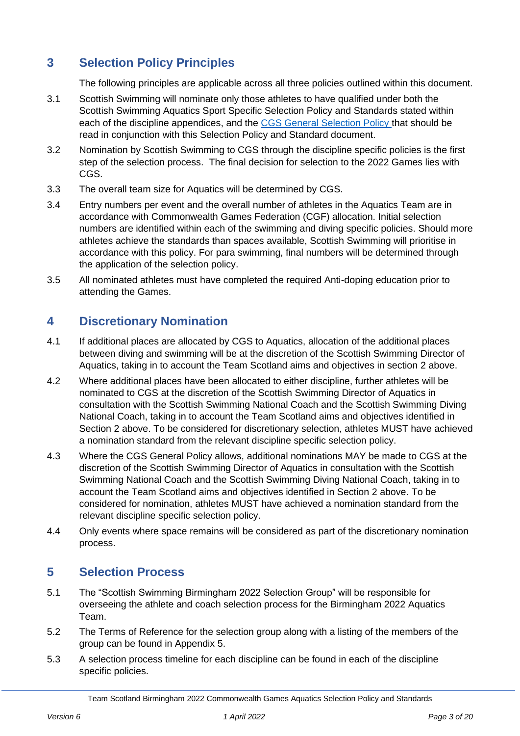## 3 Selection Policy Principles

The following principles are applicable across all three policies outlined within this document.

3.1 Scottish Swimming will nominate only those athletes to have qualified under both the Scottish Swimming Aquatics Sport Specific Selection Policy and Standards stated within each of the discipline appendices, and the CGS General Selection Policy that should be read in conjunction with this Selection Policy and Standard document.

3.2 Nomination by Scottish Swimming to CGS through the discipline specific policies is the first step of the selection process. The final decision for selection to the 2022 Games lies with CGS.

3.3 The overall team size for Aquatics will be determined by CGS.

3.4 Entry numbers per event and the overall number of athletes in the Aquatics Team are in accordance with Commonwealth Games Federation (CGF) allocation. Initial selection numbers are identified within each of the swimming and diving specific policies. Should more athletes achieve the standards than spaces available, Scottish Swimming will prioritise in accordance with this policy. For para swimming, final numbers will be determined through the application of the selection policy.

3.5 All nominated athletes must have completed the required Anti-doping education prior to attending the Games.

## 4 Discretionary Nomination

4.1 If additional places are allocated by CGS to Aquatics, allocation of the additional places between diving and swimming will be at the discretion of the Scottish Swimming Director of Aquatics, taking in to account the Team Scotland aims and objectives in section 2 above.

4.2 Where additional places have been allocated to either discipline, further athletes will be nominated to CGS at the discretion of the Scottish Swimming Director of Aquatics in consultation with the Scottish Swimming National Coach and the Scottish Swimming Diving National Coach, taking in to account the Team Scotland aims and objectives identified in Section 2 above. To be considered for discretionary selection, athletes MUST have achieved a nomination standard from the relevant discipline specific selection policy.

4.3 Where the CGS General Policy allows, additional nominations MAY be made to CGS at the discretion of the Scottish Swimming Director of Aquatics in consultation with the Scottish Swimming National Coach and the Scottish Swimming Diving National Coach, taking in to account the Team Scotland aims and objectives identified in Section 2 above. To be considered for nomination, athletes MUST have achieved a nomination standard from the relevant discipline specific selection policy.

4.4 Only events where space remains will be considered as part of the discretionary nomination process.

## 5 Selection Process

5.1 The “Scottish Swimming Birmingham 2022 Selection Group” will be responsible for overseeing the athlete and coach selection process for the Birmingham 2022 Aquatics Team.

5.2 The Terms of Reference for the selection group along with a listing of the members of the group can be found in Appendix 5.

5.3 A selection process timeline for each discipline can be found in each of the discipline specific policies.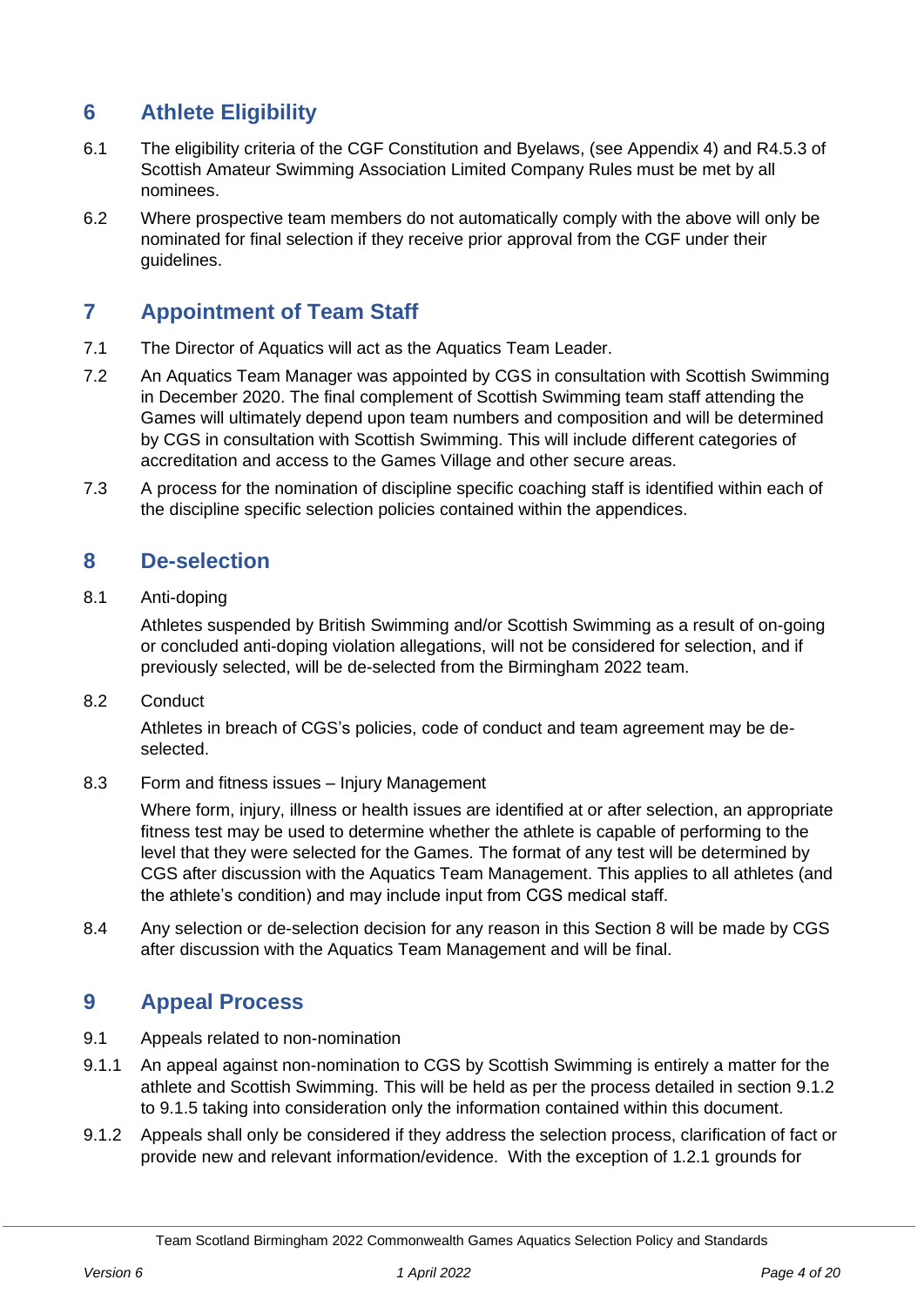## 6 Athlete Eligibility

6.1 The eligibility criteria of the CGF Constitution and Byelaws, (see Appendix 4) and R4.5.3 of Scottish Amateur Swimming Association Limited Company Rules must be met by all nominees.

6.2 Where prospective team members do not automatically comply with the above will only be nominated for final selection if they receive prior approval from the CGF under their guidelines.

## 7 Appointment of Team Staff

7.1 The Director of Aquatics will act as the Aquatics Team Leader.

7.2 An Aquatics Team Manager was appointed by CGS in consultation with Scottish Swimming in December 2020. The final complement of Scottish Swimming team staff attending the Games will ultimately depend upon team numbers and composition and will be determined by CGS in consultation with Scottish Swimming. This will include different categories of accreditation and access to the Games Village and other secure areas.

7.3 A process for the nomination of discipline specific coaching staff is identified within each of the discipline specific selection policies contained within the appendices.

## 8 De-selection

8.1 Anti-doping

Athletes suspended by British Swimming and/or Scottish Swimming as a result of on-going or concluded anti-doping violation allegations, will not be considered for selection, and if previously selected, will be de-selected from the Birmingham 2022 team.

8.2 Conduct

Athletes in breach of CGS's policies, code of conduct and team agreement may be de-selected.

8.3 Form and fitness issues – Injury Management

Where form, injury, illness or health issues are identified at or after selection, an appropriate fitness test may be used to determine whether the athlete is capable of performing to the level that they were selected for the Games. The format of any test will be determined by CGS after discussion with the Aquatics Team Management. This applies to all athletes (and the athlete's condition) and may include input from CGS medical staff.

8.4 Any selection or de-selection decision for any reason in this Section 8 will be made by CGS after discussion with the Aquatics Team Management and will be final.

## 9 Appeal Process

9.1 Appeals related to non-nomination

9.1.1 An appeal against non-nomination to CGS by Scottish Swimming is entirely a matter for the athlete and Scottish Swimming. This will be held as per the process detailed in section 9.1.2 to 9.1.5 taking into consideration only the information contained within this document.

9.1.2 Appeals shall only be considered if they address the selection process, clarification of fact or provide new and relevant information/evidence. With the exception of 1.2.1 grounds for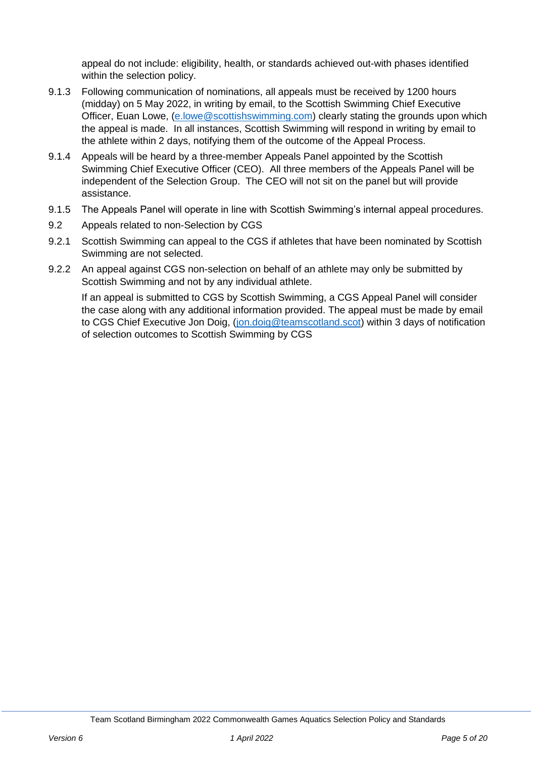appeal do not include: eligibility, health, or standards achieved out-with phases identified within the selection policy.

9.1.3 Following communication of nominations, all appeals must be received by 1200 hours (midday) on 5 May 2022, in writing by email, to the Scottish Swimming Chief Executive Officer, Euan Lowe, (e.lowe@scottishswimming.com) clearly stating the grounds upon which the appeal is made. In all instances, Scottish Swimming will respond in writing by email to the athlete within 2 days, notifying them of the outcome of the Appeal Process.

9.1.4 Appeals will be heard by a three-member Appeals Panel appointed by the Scottish Swimming Chief Executive Officer (CEO). All three members of the Appeals Panel will be independent of the Selection Group. The CEO will not sit on the panel but will provide assistance.

9.1.5 The Appeals Panel will operate in line with Scottish Swimming's internal appeal procedures.

9.2 Appeals related to non-Selection by CGS

9.2.1 Scottish Swimming can appeal to the CGS if athletes that have been nominated by Scottish Swimming are not selected.

9.2.2 An appeal against CGS non-selection on behalf of an athlete may only be submitted by Scottish Swimming and not by any individual athlete.

If an appeal is submitted to CGS by Scottish Swimming, a CGS Appeal Panel will consider the case along with any additional information provided. The appeal must be made by email to CGS Chief Executive Jon Doig, (jon.doig@teamscotland.scot) within 3 days of notification of selection outcomes to Scottish Swimming by CGS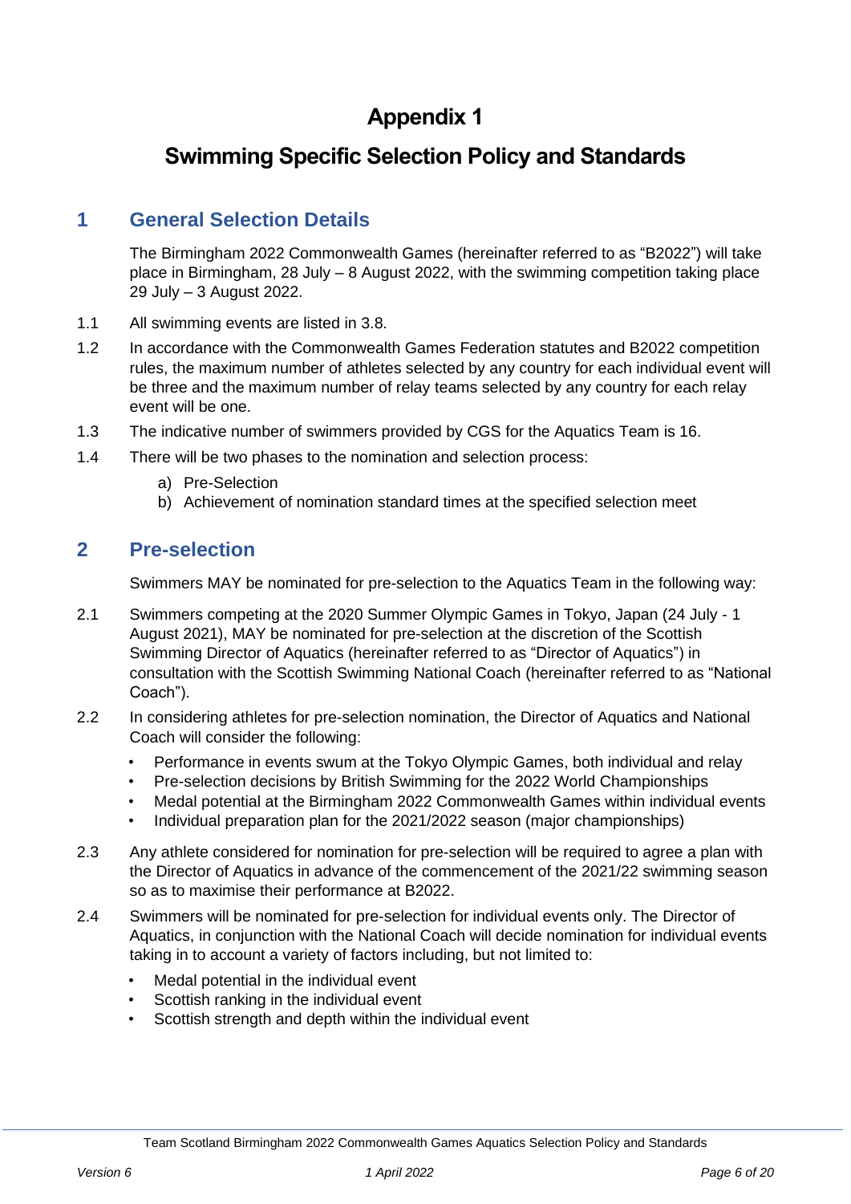# Appendix 1

# Swimming Specific Selection Policy and Standards

## 1 General Selection Details

The Birmingham 2022 Commonwealth Games (hereinafter referred to as "B2022") will take place in Birmingham, 28 July – 8 August 2022, with the swimming competition taking place 29 July – 3 August 2022.

1.1 All swimming events are listed in 3.8.

1.2 In accordance with the Commonwealth Games Federation statutes and B2022 competition rules, the maximum number of athletes selected by any country for each individual event will be three and the maximum number of relay teams selected by any country for each relay event will be one.

1.3 The indicative number of swimmers provided by CGS for the Aquatics Team is 16.

1.4 There will be two phases to the nomination and selection process:

a) Pre-Selection
b) Achievement of nomination standard times at the specified selection meet

## 2 Pre-selection

Swimmers MAY be nominated for pre-selection to the Aquatics Team in the following way:

2.1 Swimmers competing at the 2020 Summer Olympic Games in Tokyo, Japan (24 July - 1 August 2021), MAY be nominated for pre-selection at the discretion of the Scottish Swimming Director of Aquatics (hereinafter referred to as "Director of Aquatics") in consultation with the Scottish Swimming National Coach (hereinafter referred to as "National Coach").

2.2 In considering athletes for pre-selection nomination, the Director of Aquatics and National Coach will consider the following:

- Performance in events swum at the Tokyo Olympic Games, both individual and relay
- Pre-selection decisions by British Swimming for the 2022 World Championships
- Medal potential at the Birmingham 2022 Commonwealth Games within individual events
- Individual preparation plan for the 2021/2022 season (major championships)

2.3 Any athlete considered for nomination for pre-selection will be required to agree a plan with the Director of Aquatics in advance of the commencement of the 2021/22 swimming season so as to maximise their performance at B2022.

2.4 Swimmers will be nominated for pre-selection for individual events only. The Director of Aquatics, in conjunction with the National Coach will decide nomination for individual events taking in to account a variety of factors including, but not limited to:

- Medal potential in the individual event
- Scottish ranking in the individual event
- Scottish strength and depth within the individual event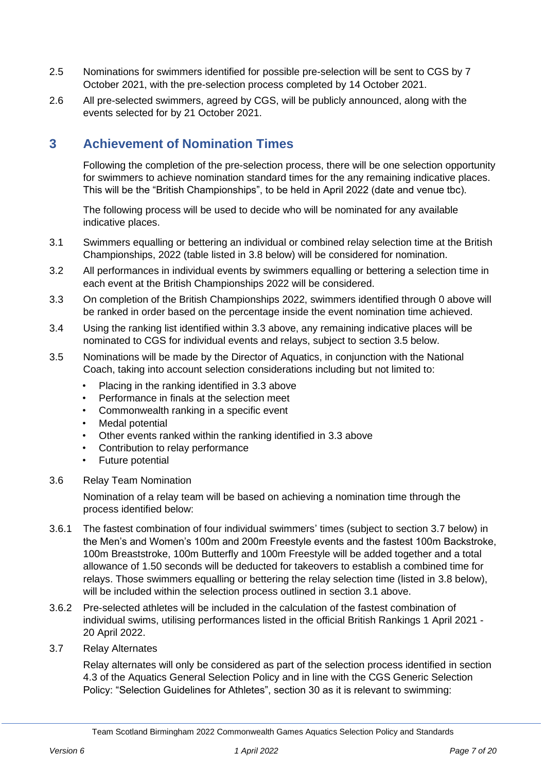2.5 Nominations for swimmers identified for possible pre-selection will be sent to CGS by 7 October 2021, with the pre-selection process completed by 14 October 2021.

2.6 All pre-selected swimmers, agreed by CGS, will be publicly announced, along with the events selected for by 21 October 2021.

## 3 Achievement of Nomination Times

Following the completion of the pre-selection process, there will be one selection opportunity for swimmers to achieve nomination standard times for the any remaining indicative places. This will be the "British Championships", to be held in April 2022 (date and venue tbc).

The following process will be used to decide who will be nominated for any available indicative places.

3.1 Swimmers equalling or bettering an individual or combined relay selection time at the British Championships, 2022 (table listed in 3.8 below) will be considered for nomination.

3.2 All performances in individual events by swimmers equalling or bettering a selection time in each event at the British Championships 2022 will be considered.

3.3 On completion of the British Championships 2022, swimmers identified through 0 above will be ranked in order based on the percentage inside the event nomination time achieved.

3.4 Using the ranking list identified within 3.3 above, any remaining indicative places will be nominated to CGS for individual events and relays, subject to section 3.5 below.

3.5 Nominations will be made by the Director of Aquatics, in conjunction with the National Coach, taking into account selection considerations including but not limited to:

- Placing in the ranking identified in 3.3 above
- Performance in finals at the selection meet
- Commonwealth ranking in a specific event
- Medal potential
- Other events ranked within the ranking identified in 3.3 above
- Contribution to relay performance
- Future potential

3.6 Relay Team Nomination

Nomination of a relay team will be based on achieving a nomination time through the process identified below:

3.6.1 The fastest combination of four individual swimmers' times (subject to section 3.7 below) in the Men's and Women's 100m and 200m Freestyle events and the fastest 100m Backstroke, 100m Breaststroke, 100m Butterfly and 100m Freestyle will be added together and a total allowance of 1.50 seconds will be deducted for takeovers to establish a combined time for relays. Those swimmers equalling or bettering the relay selection time (listed in 3.8 below), will be included within the selection process outlined in section 3.1 above.

3.6.2 Pre-selected athletes will be included in the calculation of the fastest combination of individual swims, utilising performances listed in the official British Rankings 1 April 2021 - 20 April 2022.

3.7 Relay Alternates

Relay alternates will only be considered as part of the selection process identified in section 4.3 of the Aquatics General Selection Policy and in line with the CGS Generic Selection Policy: "Selection Guidelines for Athletes", section 30 as it is relevant to swimming: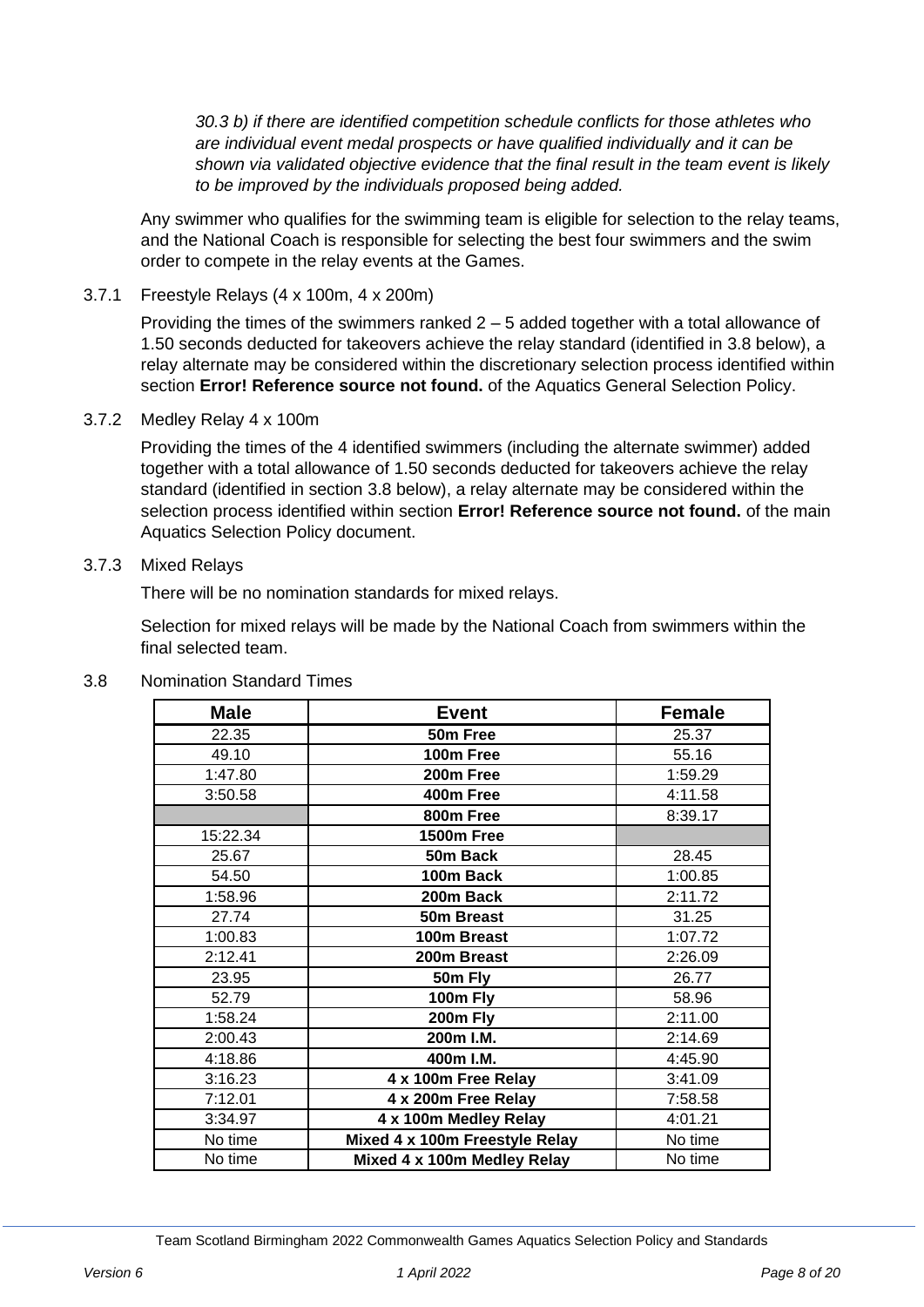*30.3 b) if there are identified competition schedule conflicts for those athletes who are individual event medal prospects or have qualified individually and it can be shown via validated objective evidence that the final result in the team event is likely to be improved by the individuals proposed being added.*

Any swimmer who qualifies for the swimming team is eligible for selection to the relay teams, and the National Coach is responsible for selecting the best four swimmers and the swim order to compete in the relay events at the Games.

### 3.7.1 Freestyle Relays (4 x 100m, 4 x 200m)

Providing the times of the swimmers ranked 2 – 5 added together with a total allowance of 1.50 seconds deducted for takeovers achieve the relay standard (identified in 3.8 below), a relay alternate may be considered within the discretionary selection process identified within section **Error! Reference source not found.** of the Aquatics General Selection Policy.

### 3.7.2 Medley Relay 4 x 100m

Providing the times of the 4 identified swimmers (including the alternate swimmer) added together with a total allowance of 1.50 seconds deducted for takeovers achieve the relay standard (identified in section 3.8 below), a relay alternate may be considered within the selection process identified within section **Error! Reference source not found.** of the main Aquatics Selection Policy document.

### 3.7.3 Mixed Relays

There will be no nomination standards for mixed relays.

Selection for mixed relays will be made by the National Coach from swimmers within the final selected team.

## 3.8 Nomination Standard Times

| Male | Event | Female |
|---|---|---|
| 22.35 | **50m Free** | 25.37 |
| 49.10 | **100m Free** | 55.16 |
| 1:47.80 | **200m Free** | 1:59.29 |
| 3:50.58 | **400m Free** | 4:11.58 |
| | **800m Free** | 8:39.17 |
| 15:22.34 | **1500m Free** | |
| 25.67 | **50m Back** | 28.45 |
| 54.50 | **100m Back** | 1:00.85 |
| 1:58.96 | **200m Back** | 2:11.72 |
| 27.74 | **50m Breast** | 31.25 |
| 1:00.83 | **100m Breast** | 1:07.72 |
| 2:12.41 | **200m Breast** | 2:26.09 |
| 23.95 | **50m Fly** | 26.77 |
| 52.79 | **100m Fly** | 58.96 |
| 1:58.24 | **200m Fly** | 2:11.00 |
| 2:00.43 | **200m I.M.** | 2:14.69 |
| 4:18.86 | **400m I.M.** | 4:45.90 |
| 3:16.23 | **4 x 100m Free Relay** | 3:41.09 |
| 7:12.01 | **4 x 200m Free Relay** | 7:58.58 |
| 3:34.97 | **4 x 100m Medley Relay** | 4:01.21 |
| No time | **Mixed 4 x 100m Freestyle Relay** | No time |
| No time | **Mixed 4 x 100m Medley Relay** | No time |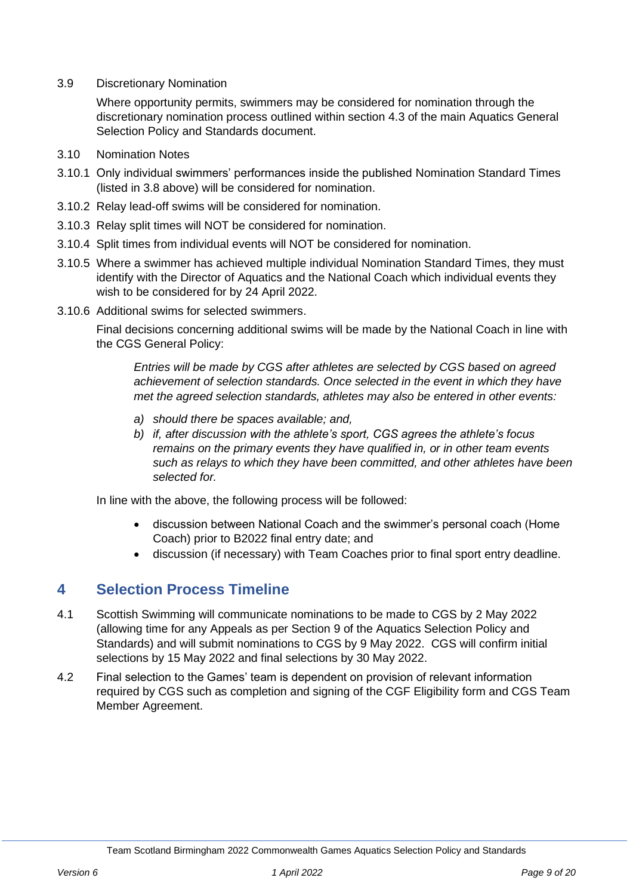3.9 Discretionary Nomination

Where opportunity permits, swimmers may be considered for nomination through the discretionary nomination process outlined within section 4.3 of the main Aquatics General Selection Policy and Standards document.

3.10 Nomination Notes

3.10.1 Only individual swimmers' performances inside the published Nomination Standard Times (listed in 3.8 above) will be considered for nomination.

3.10.2 Relay lead-off swims will be considered for nomination.

3.10.3 Relay split times will NOT be considered for nomination.

3.10.4 Split times from individual events will NOT be considered for nomination.

3.10.5 Where a swimmer has achieved multiple individual Nomination Standard Times, they must identify with the Director of Aquatics and the National Coach which individual events they wish to be considered for by 24 April 2022.

3.10.6 Additional swims for selected swimmers.

Final decisions concerning additional swims will be made by the National Coach in line with the CGS General Policy:

> *Entries will be made by CGS after athletes are selected by CGS based on agreed achievement of selection standards. Once selected in the event in which they have met the agreed selection standards, athletes may also be entered in other events:*
>
> *a) should there be spaces available; and,*
> *b) if, after discussion with the athlete's sport, CGS agrees the athlete's focus remains on the primary events they have qualified in, or in other team events such as relays to which they have been committed, and other athletes have been selected for.*

In line with the above, the following process will be followed:

- discussion between National Coach and the swimmer's personal coach (Home Coach) prior to B2022 final entry date; and
- discussion (if necessary) with Team Coaches prior to final sport entry deadline.

## 4 Selection Process Timeline

4.1 Scottish Swimming will communicate nominations to be made to CGS by 2 May 2022 (allowing time for any Appeals as per Section 9 of the Aquatics Selection Policy and Standards) and will submit nominations to CGS by 9 May 2022. CGS will confirm initial selections by 15 May 2022 and final selections by 30 May 2022.

4.2 Final selection to the Games' team is dependent on provision of relevant information required by CGS such as completion and signing of the CGF Eligibility form and CGS Team Member Agreement.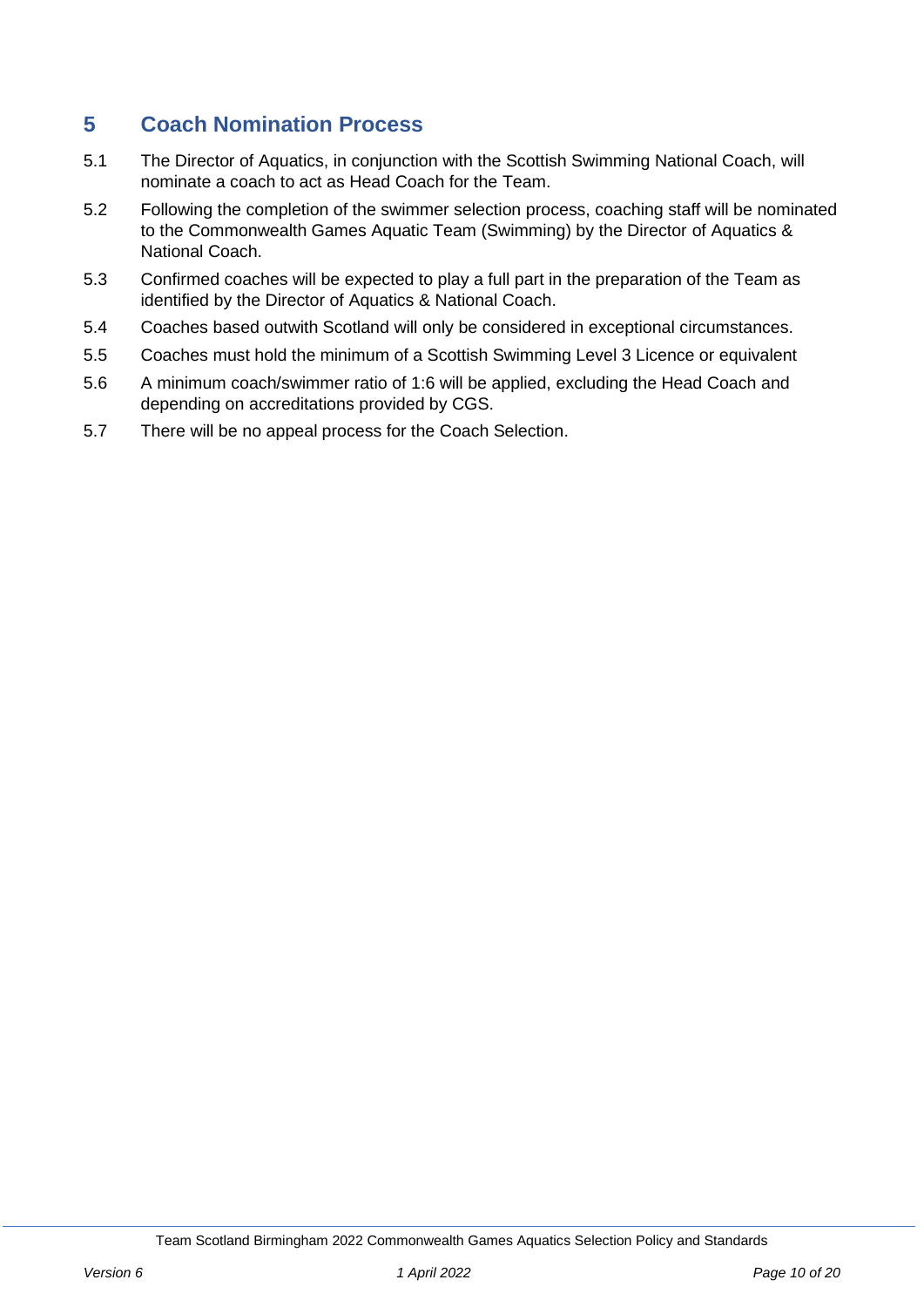## 5 Coach Nomination Process

5.1 The Director of Aquatics, in conjunction with the Scottish Swimming National Coach, will nominate a coach to act as Head Coach for the Team.

5.2 Following the completion of the swimmer selection process, coaching staff will be nominated to the Commonwealth Games Aquatic Team (Swimming) by the Director of Aquatics & National Coach.

5.3 Confirmed coaches will be expected to play a full part in the preparation of the Team as identified by the Director of Aquatics & National Coach.

5.4 Coaches based outwith Scotland will only be considered in exceptional circumstances.

5.5 Coaches must hold the minimum of a Scottish Swimming Level 3 Licence or equivalent

5.6 A minimum coach/swimmer ratio of 1:6 will be applied, excluding the Head Coach and depending on accreditations provided by CGS.

5.7 There will be no appeal process for the Coach Selection.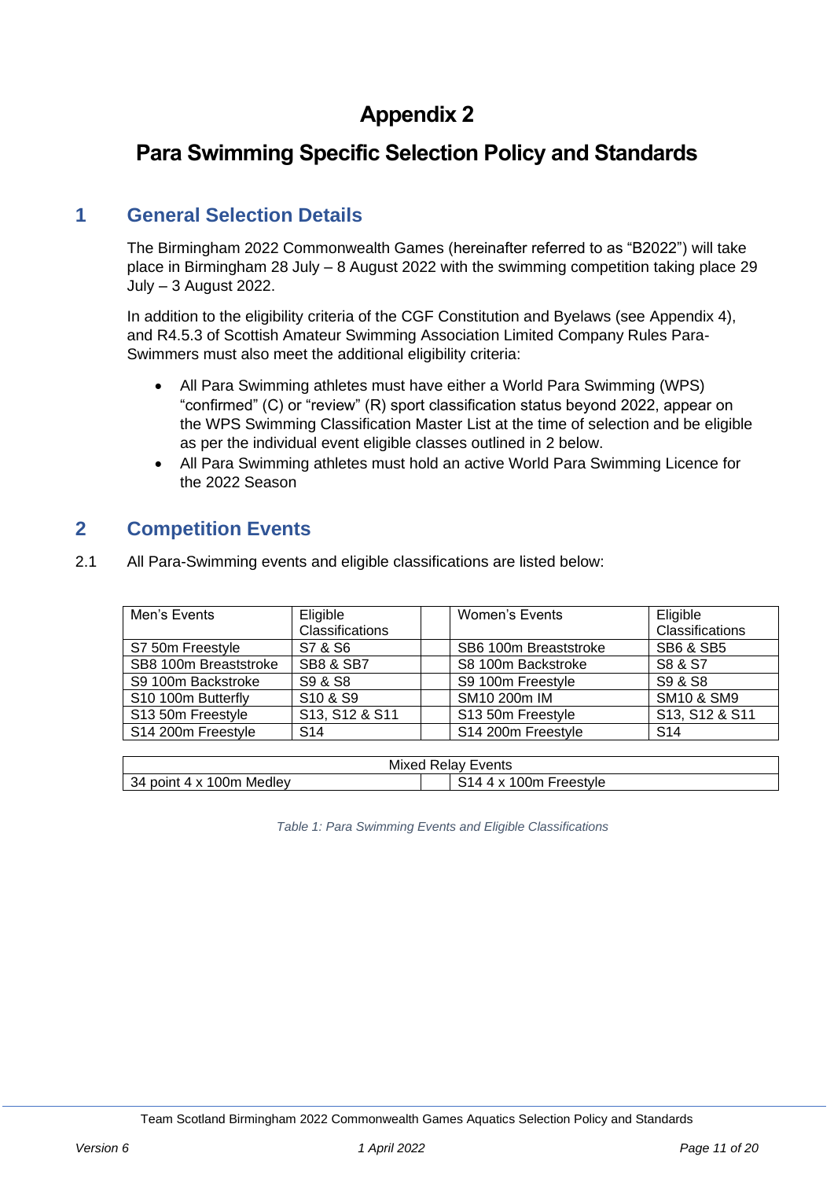# Appendix 2

# Para Swimming Specific Selection Policy and Standards

## 1 General Selection Details

The Birmingham 2022 Commonwealth Games (hereinafter referred to as "B2022") will take place in Birmingham 28 July – 8 August 2022 with the swimming competition taking place 29 July – 3 August 2022.

In addition to the eligibility criteria of the CGF Constitution and Byelaws (see Appendix 4), and R4.5.3 of Scottish Amateur Swimming Association Limited Company Rules Para-Swimmers must also meet the additional eligibility criteria:

- All Para Swimming athletes must have either a World Para Swimming (WPS) "confirmed" (C) or "review" (R) sport classification status beyond 2022, appear on the WPS Swimming Classification Master List at the time of selection and be eligible as per the individual event eligible classes outlined in 2 below.
- All Para Swimming athletes must hold an active World Para Swimming Licence for the 2022 Season

## 2 Competition Events

2.1 All Para-Swimming events and eligible classifications are listed below:

| Men's Events | Eligible Classifications | | Women's Events | Eligible Classifications |
|---|---|---|---|---|
| S7 50m Freestyle | S7 & S6 | | SB6 100m Breaststroke | SB6 & SB5 |
| SB8 100m Breaststroke | SB8 & SB7 | | S8 100m Backstroke | S8 & S7 |
| S9 100m Backstroke | S9 & S8 | | S9 100m Freestyle | S9 & S8 |
| S10 100m Butterfly | S10 & S9 | | SM10 200m IM | SM10 & SM9 |
| S13 50m Freestyle | S13, S12 & S11 | | S13 50m Freestyle | S13, S12 & S11 |
| S14 200m Freestyle | S14 | | S14 200m Freestyle | S14 |

| Mixed Relay Events | | |
|---|---|---|
| 34 point 4 x 100m Medley | | S14 4 x 100m Freestyle |

*Table 1: Para Swimming Events and Eligible Classifications*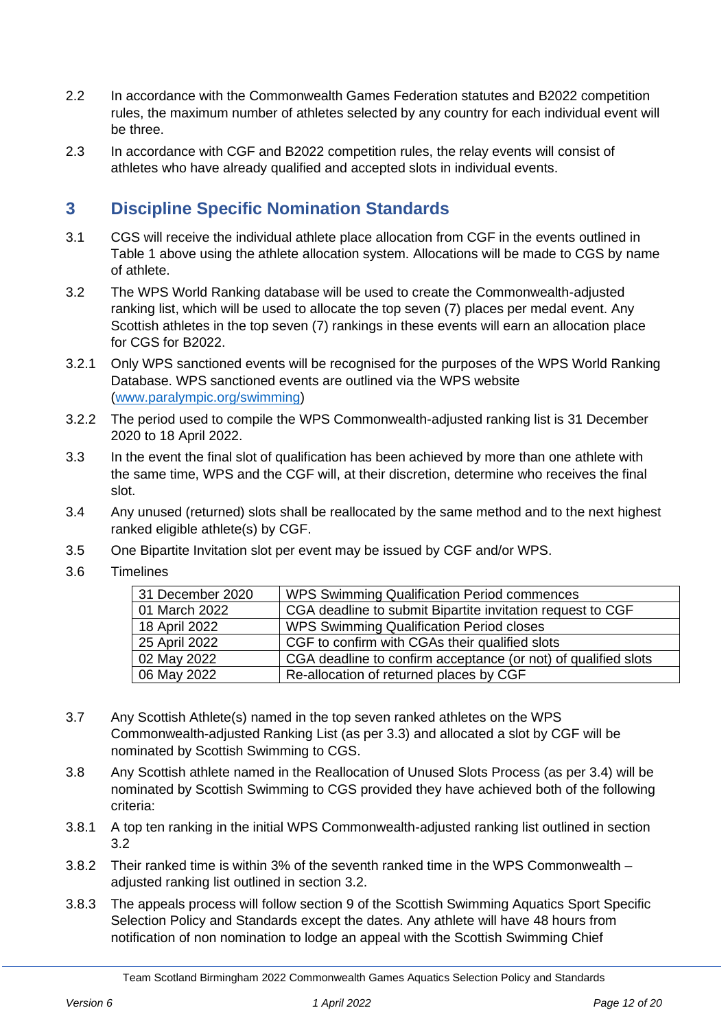2.2 In accordance with the Commonwealth Games Federation statutes and B2022 competition rules, the maximum number of athletes selected by any country for each individual event will be three.

2.3 In accordance with CGF and B2022 competition rules, the relay events will consist of athletes who have already qualified and accepted slots in individual events.

## 3 Discipline Specific Nomination Standards

3.1 CGS will receive the individual athlete place allocation from CGF in the events outlined in Table 1 above using the athlete allocation system. Allocations will be made to CGS by name of athlete.

3.2 The WPS World Ranking database will be used to create the Commonwealth-adjusted ranking list, which will be used to allocate the top seven (7) places per medal event. Any Scottish athletes in the top seven (7) rankings in these events will earn an allocation place for CGS for B2022.

3.2.1 Only WPS sanctioned events will be recognised for the purposes of the WPS World Ranking Database. WPS sanctioned events are outlined via the WPS website ([www.paralympic.org/swimming](http://www.paralympic.org/swimming))

3.2.2 The period used to compile the WPS Commonwealth-adjusted ranking list is 31 December 2020 to 18 April 2022.

3.3 In the event the final slot of qualification has been achieved by more than one athlete with the same time, WPS and the CGF will, at their discretion, determine who receives the final slot.

3.4 Any unused (returned) slots shall be reallocated by the same method and to the next highest ranked eligible athlete(s) by CGF.

3.5 One Bipartite Invitation slot per event may be issued by CGF and/or WPS.

3.6 Timelines

| | |
|---|---|
| 31 December 2020 | WPS Swimming Qualification Period commences |
| 01 March 2022 | CGA deadline to submit Bipartite invitation request to CGF |
| 18 April 2022 | WPS Swimming Qualification Period closes |
| 25 April 2022 | CGF to confirm with CGAs their qualified slots |
| 02 May 2022 | CGA deadline to confirm acceptance (or not) of qualified slots |
| 06 May 2022 | Re-allocation of returned places by CGF |

3.7 Any Scottish Athlete(s) named in the top seven ranked athletes on the WPS Commonwealth-adjusted Ranking List (as per 3.3) and allocated a slot by CGF will be nominated by Scottish Swimming to CGS.

3.8 Any Scottish athlete named in the Reallocation of Unused Slots Process (as per 3.4) will be nominated by Scottish Swimming to CGS provided they have achieved both of the following criteria:

3.8.1 A top ten ranking in the initial WPS Commonwealth-adjusted ranking list outlined in section 3.2

3.8.2 Their ranked time is within 3% of the seventh ranked time in the WPS Commonwealth – adjusted ranking list outlined in section 3.2.

3.8.3 The appeals process will follow section 9 of the Scottish Swimming Aquatics Sport Specific Selection Policy and Standards except the dates. Any athlete will have 48 hours from notification of non nomination to lodge an appeal with the Scottish Swimming Chief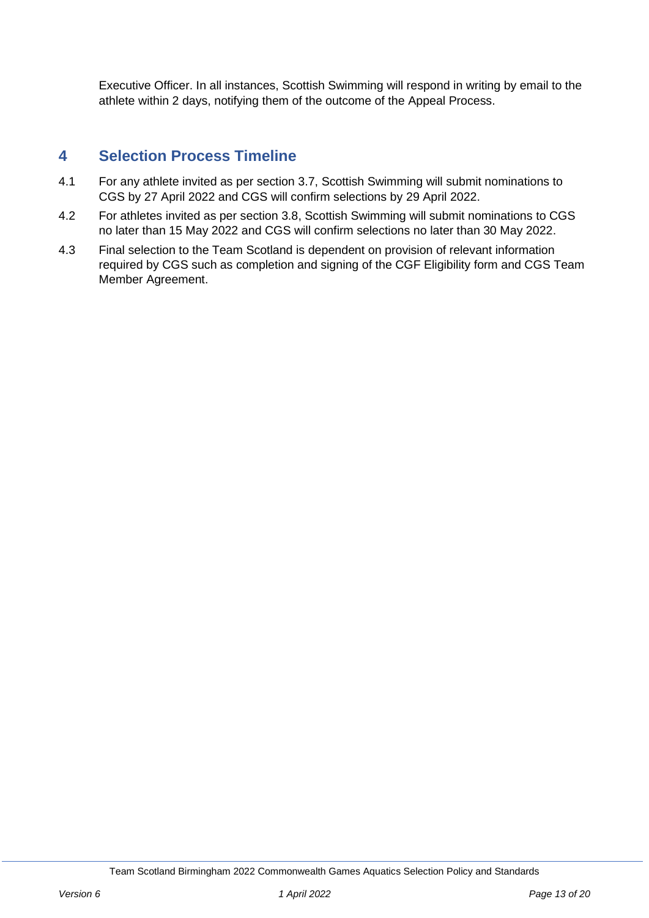Executive Officer. In all instances, Scottish Swimming will respond in writing by email to the athlete within 2 days, notifying them of the outcome of the Appeal Process.

## 4 Selection Process Timeline

4.1 For any athlete invited as per section 3.7, Scottish Swimming will submit nominations to CGS by 27 April 2022 and CGS will confirm selections by 29 April 2022.

4.2 For athletes invited as per section 3.8, Scottish Swimming will submit nominations to CGS no later than 15 May 2022 and CGS will confirm selections no later than 30 May 2022.

4.3 Final selection to the Team Scotland is dependent on provision of relevant information required by CGS such as completion and signing of the CGF Eligibility form and CGS Team Member Agreement.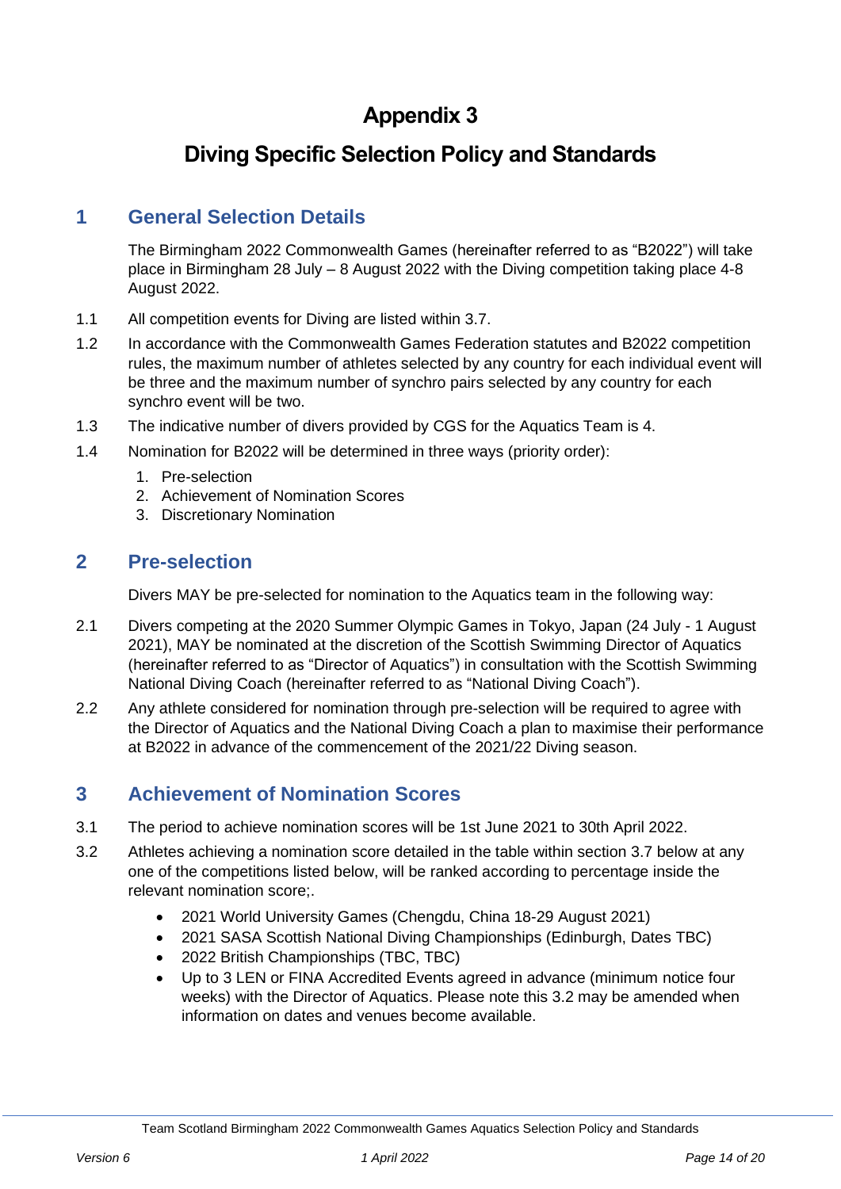# Appendix 3

# Diving Specific Selection Policy and Standards

## 1 General Selection Details

The Birmingham 2022 Commonwealth Games (hereinafter referred to as "B2022") will take place in Birmingham 28 July – 8 August 2022 with the Diving competition taking place 4-8 August 2022.

1.1 All competition events for Diving are listed within 3.7.

1.2 In accordance with the Commonwealth Games Federation statutes and B2022 competition rules, the maximum number of athletes selected by any country for each individual event will be three and the maximum number of synchro pairs selected by any country for each synchro event will be two.

1.3 The indicative number of divers provided by CGS for the Aquatics Team is 4.

1.4 Nomination for B2022 will be determined in three ways (priority order):

1. Pre-selection
2. Achievement of Nomination Scores
3. Discretionary Nomination

## 2 Pre-selection

Divers MAY be pre-selected for nomination to the Aquatics team in the following way:

2.1 Divers competing at the 2020 Summer Olympic Games in Tokyo, Japan (24 July - 1 August 2021), MAY be nominated at the discretion of the Scottish Swimming Director of Aquatics (hereinafter referred to as "Director of Aquatics") in consultation with the Scottish Swimming National Diving Coach (hereinafter referred to as "National Diving Coach").

2.2 Any athlete considered for nomination through pre-selection will be required to agree with the Director of Aquatics and the National Diving Coach a plan to maximise their performance at B2022 in advance of the commencement of the 2021/22 Diving season.

## 3 Achievement of Nomination Scores

3.1 The period to achieve nomination scores will be 1st June 2021 to 30th April 2022.

3.2 Athletes achieving a nomination score detailed in the table within section 3.7 below at any one of the competitions listed below, will be ranked according to percentage inside the relevant nomination score;.

- 2021 World University Games (Chengdu, China 18-29 August 2021)
- 2021 SASA Scottish National Diving Championships (Edinburgh, Dates TBC)
- 2022 British Championships (TBC, TBC)
- Up to 3 LEN or FINA Accredited Events agreed in advance (minimum notice four weeks) with the Director of Aquatics. Please note this 3.2 may be amended when information on dates and venues become available.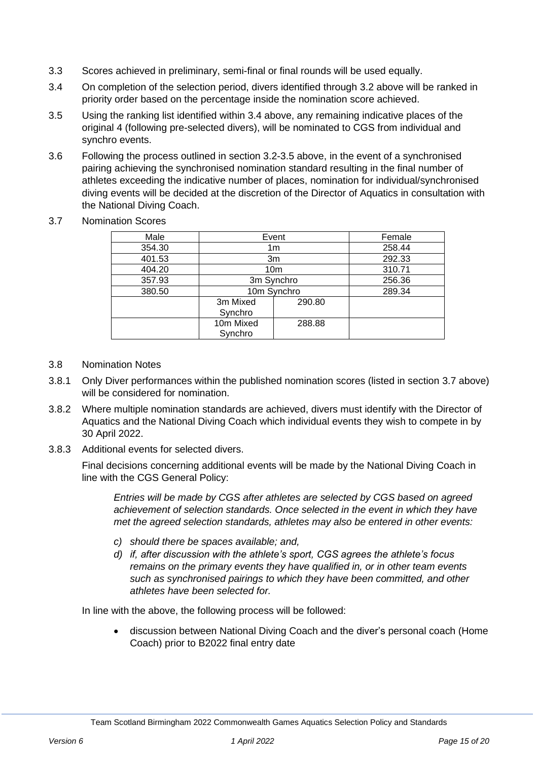3.3 Scores achieved in preliminary, semi-final or final rounds will be used equally.

3.4 On completion of the selection period, divers identified through 3.2 above will be ranked in priority order based on the percentage inside the nomination score achieved.

3.5 Using the ranking list identified within 3.4 above, any remaining indicative places of the original 4 (following pre-selected divers), will be nominated to CGS from individual and synchro events.

3.6 Following the process outlined in section 3.2-3.5 above, in the event of a synchronised pairing achieving the synchronised nomination standard resulting in the final number of athletes exceeding the indicative number of places, nomination for individual/synchronised diving events will be decided at the discretion of the Director of Aquatics in consultation with the National Diving Coach.

3.7 Nomination Scores

| Male | Event | | Female |
|---|---|---|---|
| 354.30 | 1m | | 258.44 |
| 401.53 | 3m | | 292.33 |
| 404.20 | 10m | | 310.71 |
| 357.93 | 3m Synchro | | 256.36 |
| 380.50 | 10m Synchro | | 289.34 |
| | 3m Mixed Synchro | 290.80 | |
| | 10m Mixed Synchro | 288.88 | |

3.8 Nomination Notes

3.8.1 Only Diver performances within the published nomination scores (listed in section 3.7 above) will be considered for nomination.

3.8.2 Where multiple nomination standards are achieved, divers must identify with the Director of Aquatics and the National Diving Coach which individual events they wish to compete in by 30 April 2022.

3.8.3 Additional events for selected divers.

Final decisions concerning additional events will be made by the National Diving Coach in line with the CGS General Policy:

> *Entries will be made by CGS after athletes are selected by CGS based on agreed achievement of selection standards. Once selected in the event in which they have met the agreed selection standards, athletes may also be entered in other events:*
>
> *c) should there be spaces available; and,*
> *d) if, after discussion with the athlete's sport, CGS agrees the athlete's focus remains on the primary events they have qualified in, or in other team events such as synchronised pairings to which they have been committed, and other athletes have been selected for.*

In line with the above, the following process will be followed:

- discussion between National Diving Coach and the diver's personal coach (Home Coach) prior to B2022 final entry date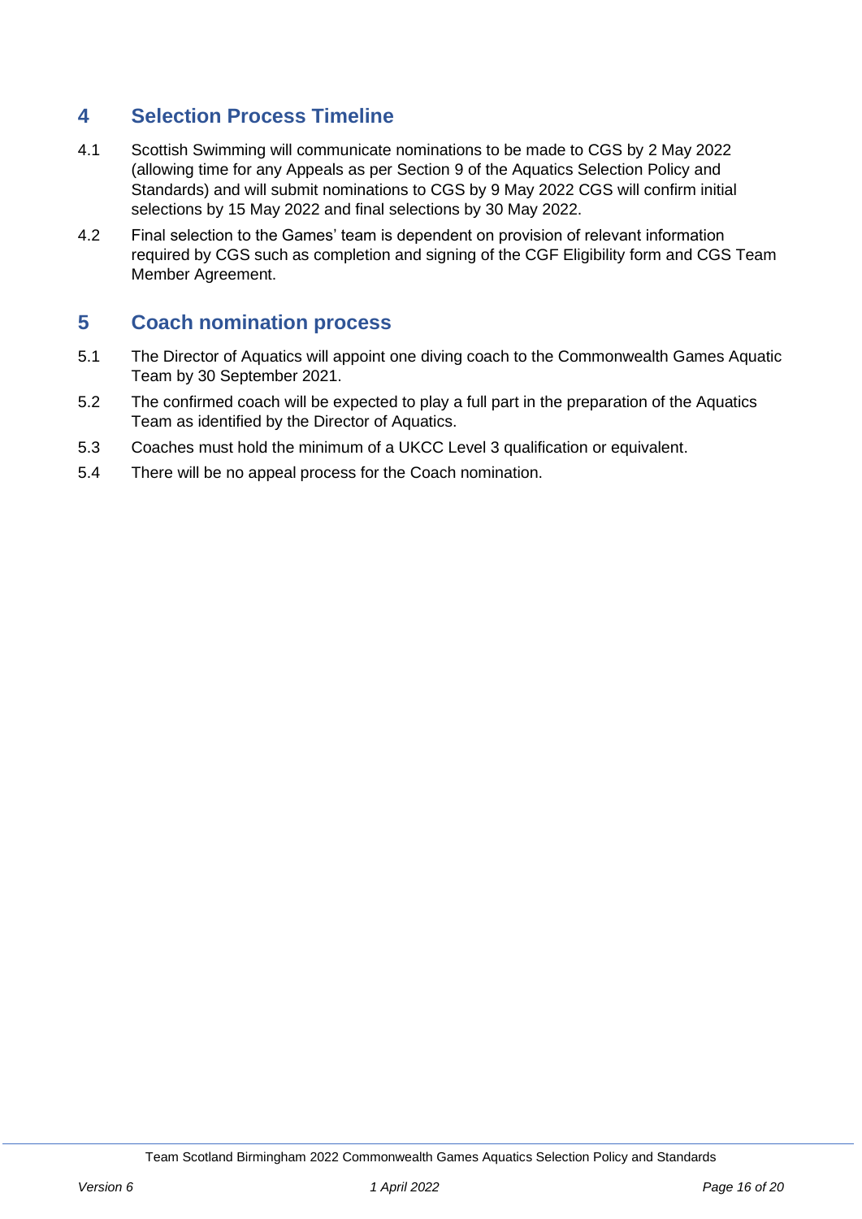## 4 Selection Process Timeline

4.1 Scottish Swimming will communicate nominations to be made to CGS by 2 May 2022 (allowing time for any Appeals as per Section 9 of the Aquatics Selection Policy and Standards) and will submit nominations to CGS by 9 May 2022 CGS will confirm initial selections by 15 May 2022 and final selections by 30 May 2022.

4.2 Final selection to the Games' team is dependent on provision of relevant information required by CGS such as completion and signing of the CGF Eligibility form and CGS Team Member Agreement.

## 5 Coach nomination process

5.1 The Director of Aquatics will appoint one diving coach to the Commonwealth Games Aquatic Team by 30 September 2021.

5.2 The confirmed coach will be expected to play a full part in the preparation of the Aquatics Team as identified by the Director of Aquatics.

5.3 Coaches must hold the minimum of a UKCC Level 3 qualification or equivalent.

5.4 There will be no appeal process for the Coach nomination.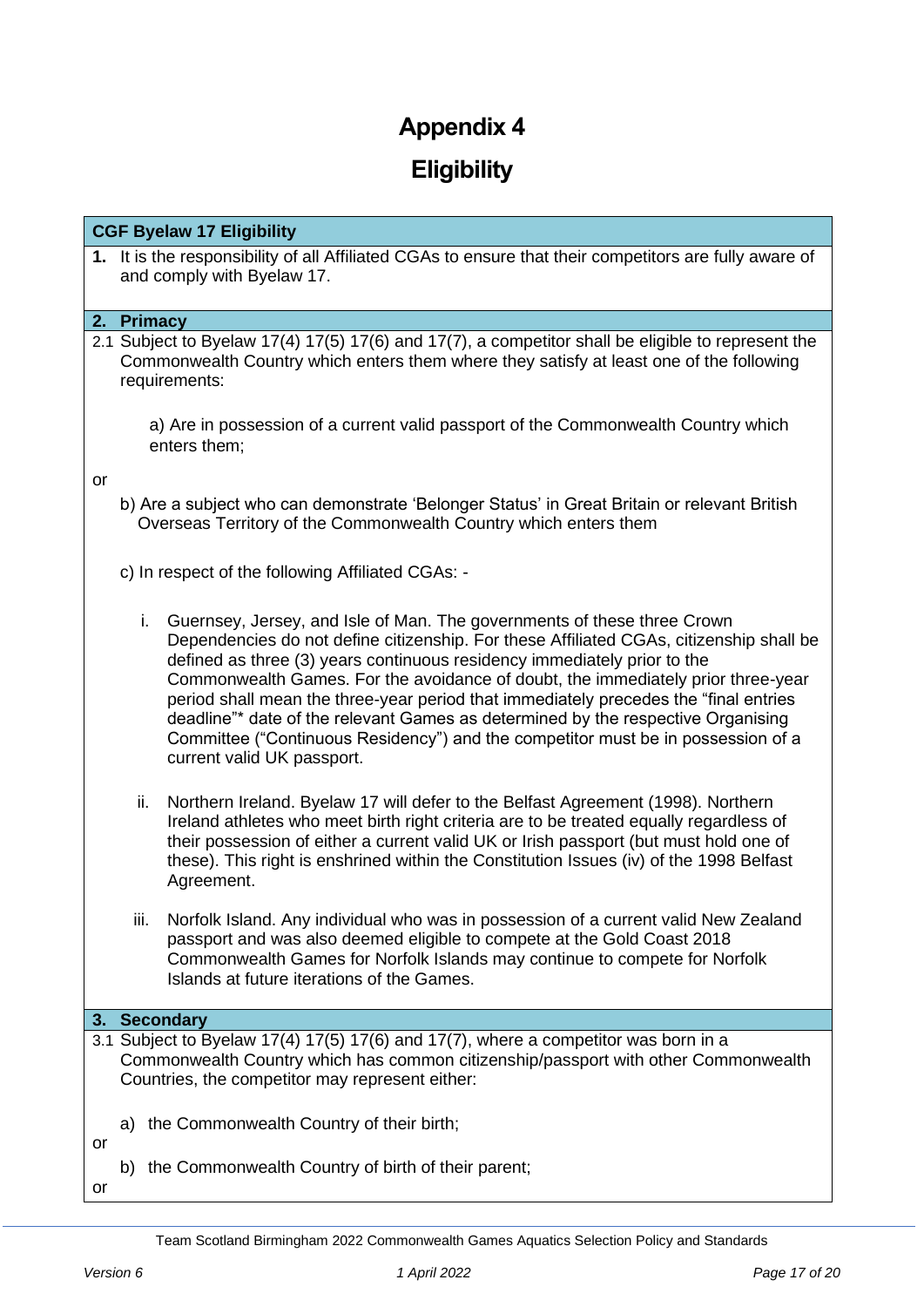# Appendix 4

## Eligibility

### CGF Byelaw 17 Eligibility

**1.** It is the responsibility of all Affiliated CGAs to ensure that their competitors are fully aware of and comply with Byelaw 17.

### 2. Primacy

2.1 Subject to Byelaw 17(4) 17(5) 17(6) and 17(7), a competitor shall be eligible to represent the Commonwealth Country which enters them where they satisfy at least one of the following requirements:

a) Are in possession of a current valid passport of the Commonwealth Country which enters them;

or

b) Are a subject who can demonstrate 'Belonger Status' in Great Britain or relevant British Overseas Territory of the Commonwealth Country which enters them

c) In respect of the following Affiliated CGAs: -

i. Guernsey, Jersey, and Isle of Man. The governments of these three Crown Dependencies do not define citizenship. For these Affiliated CGAs, citizenship shall be defined as three (3) years continuous residency immediately prior to the Commonwealth Games. For the avoidance of doubt, the immediately prior three-year period shall mean the three-year period that immediately precedes the "final entries deadline"* date of the relevant Games as determined by the respective Organising Committee ("Continuous Residency") and the competitor must be in possession of a current valid UK passport.

ii. Northern Ireland. Byelaw 17 will defer to the Belfast Agreement (1998). Northern Ireland athletes who meet birth right criteria are to be treated equally regardless of their possession of either a current valid UK or Irish passport (but must hold one of these). This right is enshrined within the Constitution Issues (iv) of the 1998 Belfast Agreement.

iii. Norfolk Island. Any individual who was in possession of a current valid New Zealand passport and was also deemed eligible to compete at the Gold Coast 2018 Commonwealth Games for Norfolk Islands may continue to compete for Norfolk Islands at future iterations of the Games.

### 3. Secondary

3.1 Subject to Byelaw 17(4) 17(5) 17(6) and 17(7), where a competitor was born in a Commonwealth Country which has common citizenship/passport with other Commonwealth Countries, the competitor may represent either:

a) the Commonwealth Country of their birth;

or

b) the Commonwealth Country of birth of their parent;

or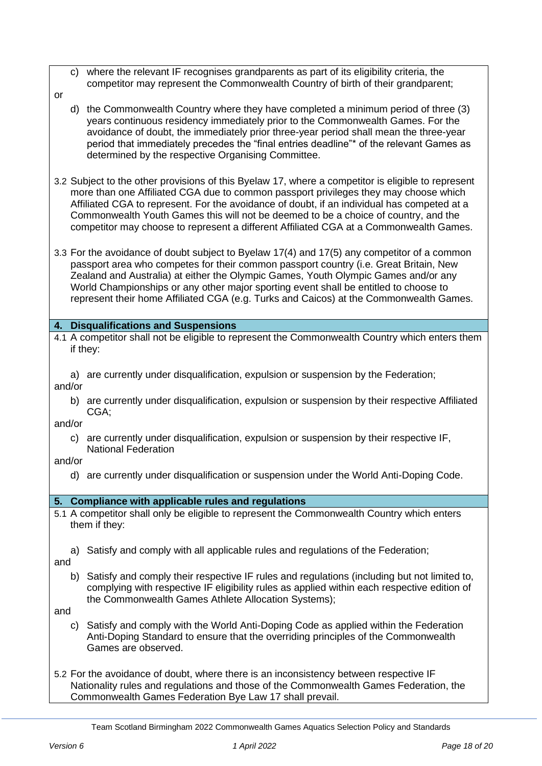c) where the relevant IF recognises grandparents as part of its eligibility criteria, the competitor may represent the Commonwealth Country of birth of their grandparent;

or

d) the Commonwealth Country where they have completed a minimum period of three (3) years continuous residency immediately prior to the Commonwealth Games. For the avoidance of doubt, the immediately prior three-year period shall mean the three-year period that immediately precedes the "final entries deadline"* of the relevant Games as determined by the respective Organising Committee.

3.2 Subject to the other provisions of this Byelaw 17, where a competitor is eligible to represent more than one Affiliated CGA due to common passport privileges they may choose which Affiliated CGA to represent. For the avoidance of doubt, if an individual has competed at a Commonwealth Youth Games this will not be deemed to be a choice of country, and the competitor may choose to represent a different Affiliated CGA at a Commonwealth Games.

3.3 For the avoidance of doubt subject to Byelaw 17(4) and 17(5) any competitor of a common passport area who competes for their common passport country (i.e. Great Britain, New Zealand and Australia) at either the Olympic Games, Youth Olympic Games and/or any World Championships or any other major sporting event shall be entitled to choose to represent their home Affiliated CGA (e.g. Turks and Caicos) at the Commonwealth Games.

## 4. Disqualifications and Suspensions

4.1 A competitor shall not be eligible to represent the Commonwealth Country which enters them if they:

a) are currently under disqualification, expulsion or suspension by the Federation;

and/or

b) are currently under disqualification, expulsion or suspension by their respective Affiliated CGA;

and/or

c) are currently under disqualification, expulsion or suspension by their respective IF, National Federation

and/or

d) are currently under disqualification or suspension under the World Anti-Doping Code.

## 5. Compliance with applicable rules and regulations

5.1 A competitor shall only be eligible to represent the Commonwealth Country which enters them if they:

a) Satisfy and comply with all applicable rules and regulations of the Federation;

and

b) Satisfy and comply their respective IF rules and regulations (including but not limited to, complying with respective IF eligibility rules as applied within each respective edition of the Commonwealth Games Athlete Allocation Systems);

and

c) Satisfy and comply with the World Anti-Doping Code as applied within the Federation Anti-Doping Standard to ensure that the overriding principles of the Commonwealth Games are observed.

5.2 For the avoidance of doubt, where there is an inconsistency between respective IF Nationality rules and regulations and those of the Commonwealth Games Federation, the Commonwealth Games Federation Bye Law 17 shall prevail.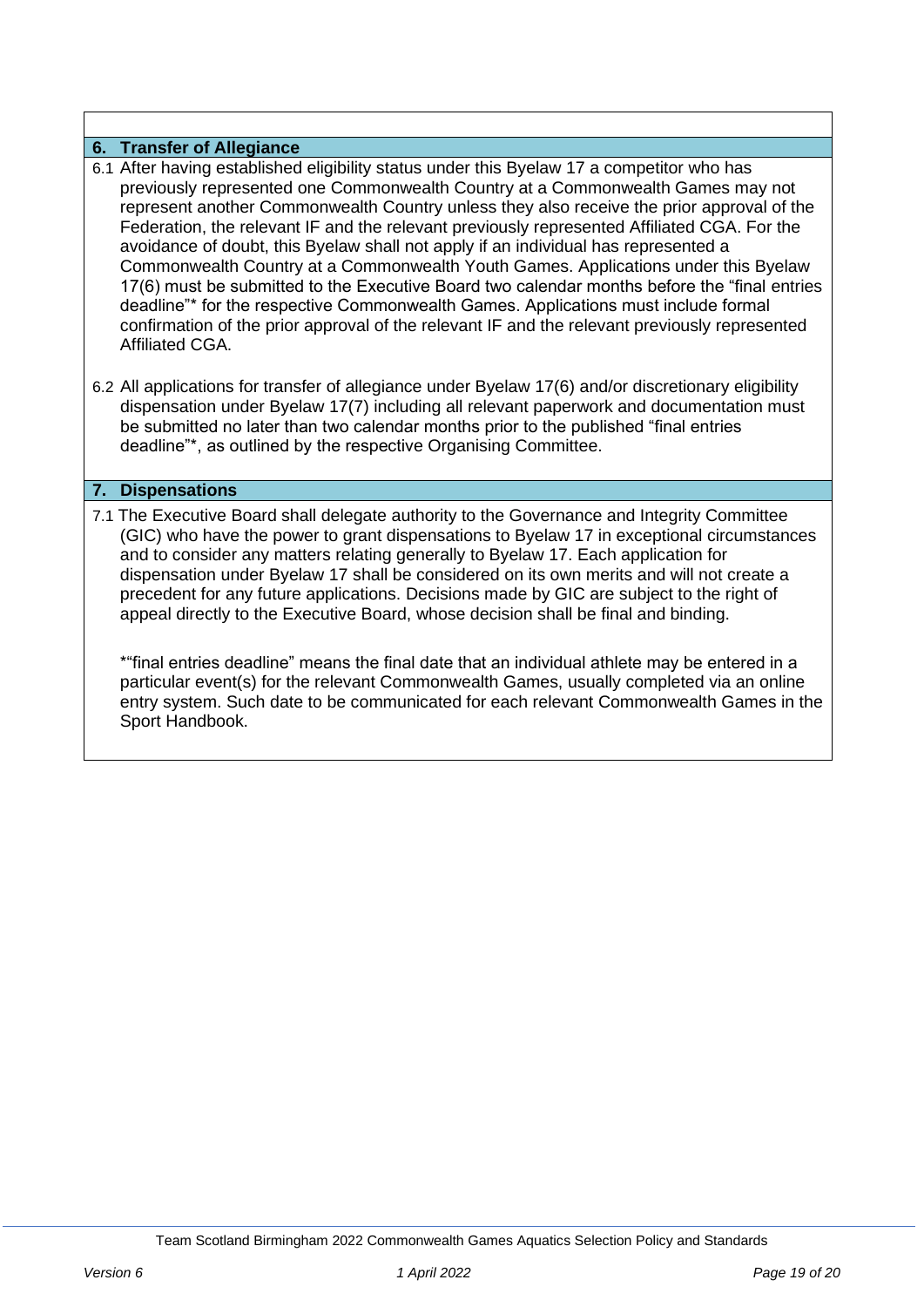## 6. Transfer of Allegiance

6.1 After having established eligibility status under this Byelaw 17 a competitor who has previously represented one Commonwealth Country at a Commonwealth Games may not represent another Commonwealth Country unless they also receive the prior approval of the Federation, the relevant IF and the relevant previously represented Affiliated CGA. For the avoidance of doubt, this Byelaw shall not apply if an individual has represented a Commonwealth Country at a Commonwealth Youth Games. Applications under this Byelaw 17(6) must be submitted to the Executive Board two calendar months before the "final entries deadline"* for the respective Commonwealth Games. Applications must include formal confirmation of the prior approval of the relevant IF and the relevant previously represented Affiliated CGA.

6.2 All applications for transfer of allegiance under Byelaw 17(6) and/or discretionary eligibility dispensation under Byelaw 17(7) including all relevant paperwork and documentation must be submitted no later than two calendar months prior to the published "final entries deadline"*, as outlined by the respective Organising Committee.

## 7. Dispensations

7.1 The Executive Board shall delegate authority to the Governance and Integrity Committee (GIC) who have the power to grant dispensations to Byelaw 17 in exceptional circumstances and to consider any matters relating generally to Byelaw 17. Each application for dispensation under Byelaw 17 shall be considered on its own merits and will not create a precedent for any future applications. Decisions made by GIC are subject to the right of appeal directly to the Executive Board, whose decision shall be final and binding.

*"final entries deadline" means the final date that an individual athlete may be entered in a particular event(s) for the relevant Commonwealth Games, usually completed via an online entry system. Such date to be communicated for each relevant Commonwealth Games in the Sport Handbook.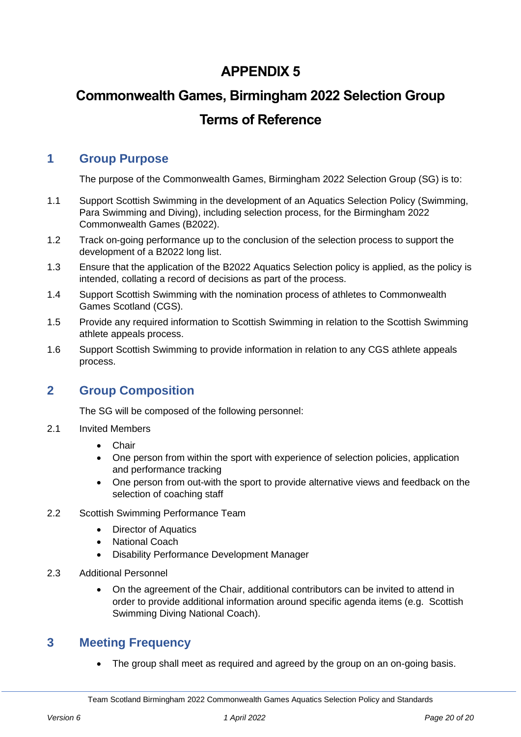# APPENDIX 5

# Commonwealth Games, Birmingham 2022 Selection Group

# Terms of Reference

## 1 Group Purpose

The purpose of the Commonwealth Games, Birmingham 2022 Selection Group (SG) is to:

1.1 Support Scottish Swimming in the development of an Aquatics Selection Policy (Swimming, Para Swimming and Diving), including selection process, for the Birmingham 2022 Commonwealth Games (B2022).

1.2 Track on-going performance up to the conclusion of the selection process to support the development of a B2022 long list.

1.3 Ensure that the application of the B2022 Aquatics Selection policy is applied, as the policy is intended, collating a record of decisions as part of the process.

1.4 Support Scottish Swimming with the nomination process of athletes to Commonwealth Games Scotland (CGS).

1.5 Provide any required information to Scottish Swimming in relation to the Scottish Swimming athlete appeals process.

1.6 Support Scottish Swimming to provide information in relation to any CGS athlete appeals process.

## 2 Group Composition

The SG will be composed of the following personnel:

2.1 Invited Members

- Chair
- One person from within the sport with experience of selection policies, application and performance tracking
- One person from out-with the sport to provide alternative views and feedback on the selection of coaching staff

2.2 Scottish Swimming Performance Team

- Director of Aquatics
- National Coach
- Disability Performance Development Manager

2.3 Additional Personnel

- On the agreement of the Chair, additional contributors can be invited to attend in order to provide additional information around specific agenda items (e.g. Scottish Swimming Diving National Coach).

## 3 Meeting Frequency

- The group shall meet as required and agreed by the group on an on-going basis.